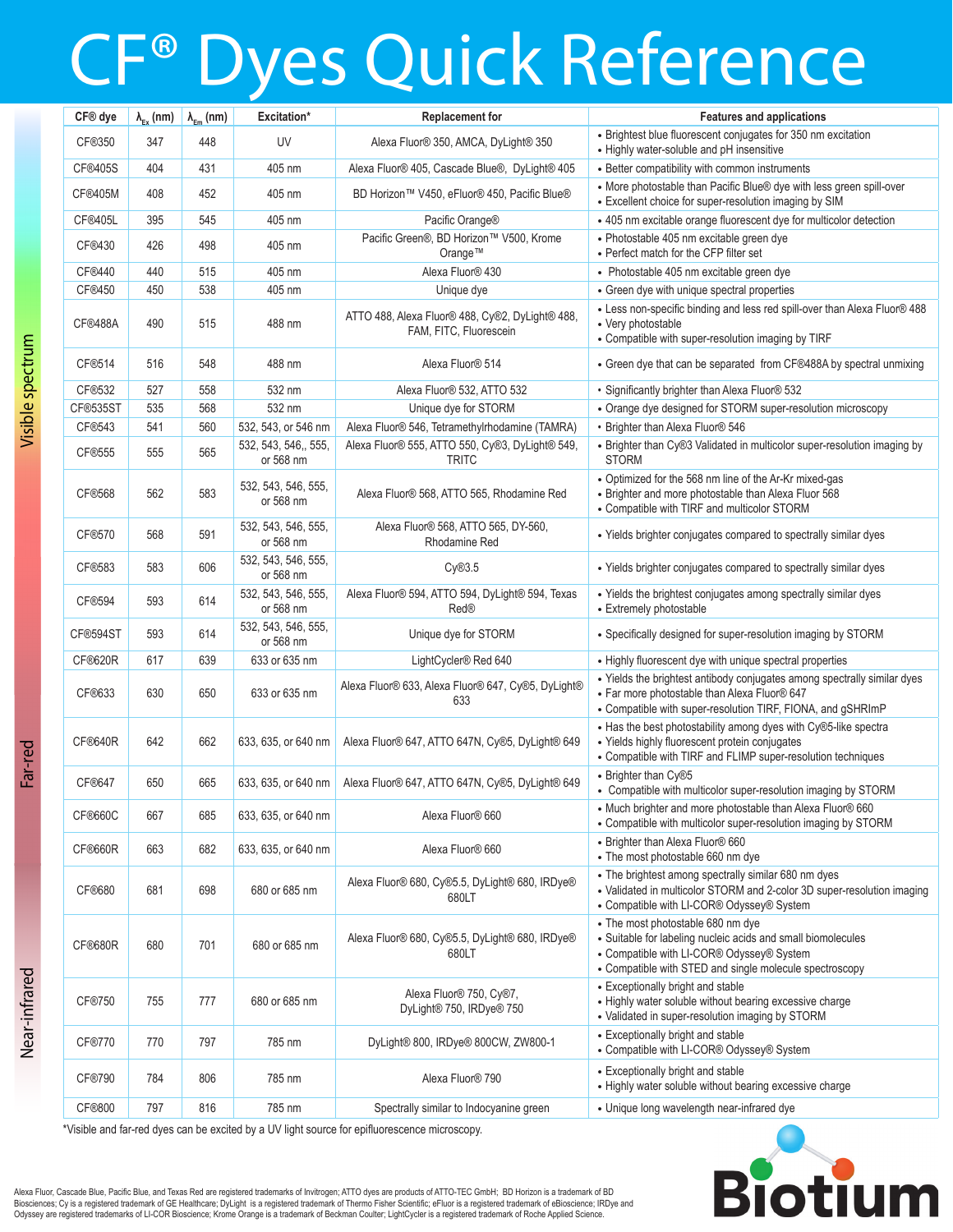# CF® Dyes Quick Reference

| CF® dye | $\lambda_{Ex}$ (nm) | $\lambda_{Em}$ (nm) | Excitation* | Replacement for | Features and applications |
|---|---|---|---|---|---|
| CF®350 | 347 | 448 | UV | Alexa Fluor® 350, AMCA, DyLight® 350 | • Brightest blue fluorescent conjugates for 350 nm excitation<br>• Highly water-soluble and pH insensitive |
| CF®405S | 404 | 431 | 405 nm | Alexa Fluor® 405, Cascade Blue®, DyLight® 405 | • Better compatibility with common instruments |
| CF®405M | 408 | 452 | 405 nm | BD Horizon™ V450, eFluor® 450, Pacific Blue® | • More photostable than Pacific Blue® dye with less green spill-over<br>• Excellent choice for super-resolution imaging by SIM |
| CF®405L | 395 | 545 | 405 nm | Pacific Orange® | • 405 nm excitable orange fluorescent dye for multicolor detection |
| CF®430 | 426 | 498 | 405 nm | Pacific Green®, BD Horizon™ V500, Krome Orange™ | • Photostable 405 nm excitable green dye<br>• Perfect match for the CFP filter set |
| CF®440 | 440 | 515 | 405 nm | Alexa Fluor® 430 | • Photostable 405 nm excitable green dye |
| CF®450 | 450 | 538 | 405 nm | Unique dye | • Green dye with unique spectral properties |
| CF®488A | 490 | 515 | 488 nm | ATTO 488, Alexa Fluor® 488, Cy®2, DyLight® 488, FAM, FITC, Fluorescein | • Less non-specific binding and less red spill-over than Alexa Fluor® 488<br>• Very photostable<br>• Compatible with super-resolution imaging by TIRF |
| CF®514 | 516 | 548 | 488 nm | Alexa Fluor® 514 | • Green dye that can be separated from CF®488A by spectral unmixing |
| CF®532 | 527 | 558 | 532 nm | Alexa Fluor® 532, ATTO 532 | • Significantly brighter than Alexa Fluor® 532 |
| CF®535ST | 535 | 568 | 532 nm | Unique dye for STORM | • Orange dye designed for STORM super-resolution microscopy |
| CF®543 | 541 | 560 | 532, 543, or 546 nm | Alexa Fluor® 546, Tetramethylrhodamine (TAMRA) | • Brighter than Alexa Fluor® 546 |
| CF®555 | 555 | 565 | 532, 543, 546,, 555, or 568 nm | Alexa Fluor® 555, ATTO 550, Cy®3, DyLight® 549, TRITC | • Brighter than Cy®3 Validated in multicolor super-resolution imaging by STORM |
| CF®568 | 562 | 583 | 532, 543, 546, 555, or 568 nm | Alexa Fluor® 568, ATTO 565, Rhodamine Red | • Optimized for the 568 nm line of the Ar-Kr mixed-gas<br>• Brighter and more photostable than Alexa Fluor 568<br>• Compatible with TIRF and multicolor STORM |
| CF®570 | 568 | 591 | 532, 543, 546, 555, or 568 nm | Alexa Fluor® 568, ATTO 565, DY-560, Rhodamine Red | • Yields brighter conjugates compared to spectrally similar dyes |
| CF®583 | 583 | 606 | 532, 543, 546, 555, or 568 nm | Cy®3.5 | • Yields brighter conjugates compared to spectrally similar dyes |
| CF®594 | 593 | 614 | 532, 543, 546, 555, or 568 nm | Alexa Fluor® 594, ATTO 594, DyLight® 594, Texas Red® | • Yields the brightest conjugates among spectrally similar dyes<br>• Extremely photostable |
| CF®594ST | 593 | 614 | 532, 543, 546, 555, or 568 nm | Unique dye for STORM | • Specifically designed for super-resolution imaging by STORM |
| CF®620R | 617 | 639 | 633 or 635 nm | LightCycler® Red 640 | • Highly fluorescent dye with unique spectral properties |
| CF®633 | 630 | 650 | 633 or 635 nm | Alexa Fluor® 633, Alexa Fluor® 647, Cy®5, DyLight® 633 | • Yields the brightest antibody conjugates among spectrally similar dyes<br>• Far more photostable than Alexa Fluor® 647<br>• Compatible with super-resolution TIRF, FIONA, and gSHRImP |
| CF®640R | 642 | 662 | 633, 635, or 640 nm | Alexa Fluor® 647, ATTO 647N, Cy®5, DyLight® 649 | • Has the best photostability among dyes with Cy®5-like spectra<br>• Yields highly fluorescent protein conjugates<br>• Compatible with TIRF and FLIMP super-resolution techniques |
| CF®647 | 650 | 665 | 633, 635, or 640 nm | Alexa Fluor® 647, ATTO 647N, Cy®5, DyLight® 649 | • Brighter than Cy®5<br>• Compatible with multicolor super-resolution imaging by STORM |
| CF®660C | 667 | 685 | 633, 635, or 640 nm | Alexa Fluor® 660 | • Much brighter and more photostable than Alexa Fluor® 660<br>• Compatible with multicolor super-resolution imaging by STORM |
| CF®660R | 663 | 682 | 633, 635, or 640 nm | Alexa Fluor® 660 | • Brighter than Alexa Fluor® 660<br>• The most photostable 660 nm dye |
| CF®680 | 681 | 698 | 680 or 685 nm | Alexa Fluor® 680, Cy®5.5, DyLight® 680, IRDye® 680LT | • The brightest among spectrally similar 680 nm dyes<br>• Validated in multicolor STORM and 2-color 3D super-resolution imaging<br>• Compatible with LI-COR® Odyssey® System |
| CF®680R | 680 | 701 | 680 or 685 nm | Alexa Fluor® 680, Cy®5.5, DyLight® 680, IRDye® 680LT | • The most photostable 680 nm dye<br>• Suitable for labeling nucleic acids and small biomolecules<br>• Compatible with LI-COR® Odyssey® System<br>• Compatible with STED and single molecule spectroscopy |
| CF®750 | 755 | 777 | 680 or 685 nm | Alexa Fluor® 750, Cy®7, DyLight® 750, IRDye® 750 | • Exceptionally bright and stable<br>• Highly water soluble without bearing excessive charge<br>• Validated in super-resolution imaging by STORM |
| CF®770 | 770 | 797 | 785 nm | DyLight® 800, IRDye® 800CW, ZW800-1 | • Exceptionally bright and stable<br>• Compatible with LI-COR® Odyssey® System |
| CF®790 | 784 | 806 | 785 nm | Alexa Fluor® 790 | • Exceptionally bright and stable<br>• Highly water soluble without bearing excessive charge |
| CF®800 | 797 | 816 | 785 nm | Spectrally similar to Indocyanine green | • Unique long wavelength near-infrared dye |

*Visible and far-red dyes can be excited by a UV light source for epifluorescence microscopy.

Alexa Fluor, Cascade Blue, Pacific Blue, and Texas Red are registered trademarks of Invitrogen; ATTO dyes are products of ATTO-TEC GmbH; BD Horizon is a trademark of BD Biosciences; Cy is a registered trademark of GE Healthcare; DyLight is a registered trademark of Thermo Fisher Scientific; eFluor is a registered trademark of eBioscience; IRDye and Odyssey are registered trademarks of LI-COR Bioscience; Krome Orange is a trademark of Beckman Coulter; LightCycler is a registered trademark of Roche Applied Science.

Biotium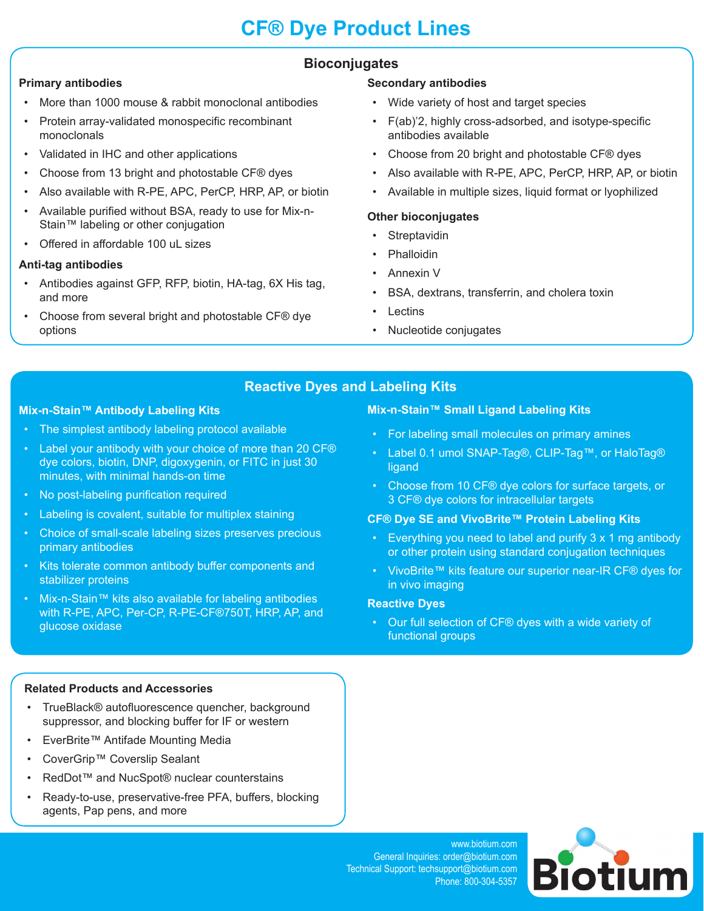# CF® Dye Product Lines

## Bioconjugates

### Primary antibodies

- More than 1000 mouse & rabbit monoclonal antibodies
- Protein array-validated monospecific recombinant monoclonals
- Validated in IHC and other applications
- Choose from 13 bright and photostable CF® dyes
- Also available with R-PE, APC, PerCP, HRP, AP, or biotin
- Available purified without BSA, ready to use for Mix-n-Stain™ labeling or other conjugation
- Offered in affordable 100 uL sizes

### Anti-tag antibodies

- Antibodies against GFP, RFP, biotin, HA-tag, 6X His tag, and more
- Choose from several bright and photostable CF® dye options

### Secondary antibodies

- Wide variety of host and target species
- F(ab')2, highly cross-adsorbed, and isotype-specific antibodies available
- Choose from 20 bright and photostable CF® dyes
- Also available with R-PE, APC, PerCP, HRP, AP, or biotin
- Available in multiple sizes, liquid format or lyophilized

### Other bioconjugates

- Streptavidin
- Phalloidin
- Annexin V
- BSA, dextrans, transferrin, and cholera toxin
- Lectins
- Nucleotide conjugates

## Reactive Dyes and Labeling Kits

### Mix-n-Stain™ Antibody Labeling Kits

- The simplest antibody labeling protocol available
- Label your antibody with your choice of more than 20 CF® dye colors, biotin, DNP, digoxygenin, or FITC in just 30 minutes, with minimal hands-on time
- No post-labeling purification required
- Labeling is covalent, suitable for multiplex staining
- Choice of small-scale labeling sizes preserves precious primary antibodies
- Kits tolerate common antibody buffer components and stabilizer proteins
- Mix-n-Stain™ kits also available for labeling antibodies with R-PE, APC, Per-CP, R-PE-CF®750T, HRP, AP, and glucose oxidase

### Mix-n-Stain™ Small Ligand Labeling Kits

- For labeling small molecules on primary amines
- Label 0.1 umol SNAP-Tag®, CLIP-Tag™, or HaloTag® ligand
- Choose from 10 CF® dye colors for surface targets, or 3 CF® dye colors for intracellular targets

### CF® Dye SE and VivoBrite™ Protein Labeling Kits

- Everything you need to label and purify 3 x 1 mg antibody or other protein using standard conjugation techniques
- VivoBrite™ kits feature our superior near-IR CF® dyes for in vivo imaging

### Reactive Dyes

- Our full selection of CF® dyes with a wide variety of functional groups

### Related Products and Accessories

- TrueBlack® autofluorescence quencher, background suppressor, and blocking buffer for IF or western
- EverBrite™ Antifade Mounting Media
- CoverGrip™ Coverslip Sealant
- RedDot™ and NucSpot® nuclear counterstains
- Ready-to-use, preservative-free PFA, buffers, blocking agents, Pap pens, and more

www.biotium.com
General Inquiries: order@biotium.com
Technical Support: techsupport@biotium.com
Phone: 800-304-5357

Biotium